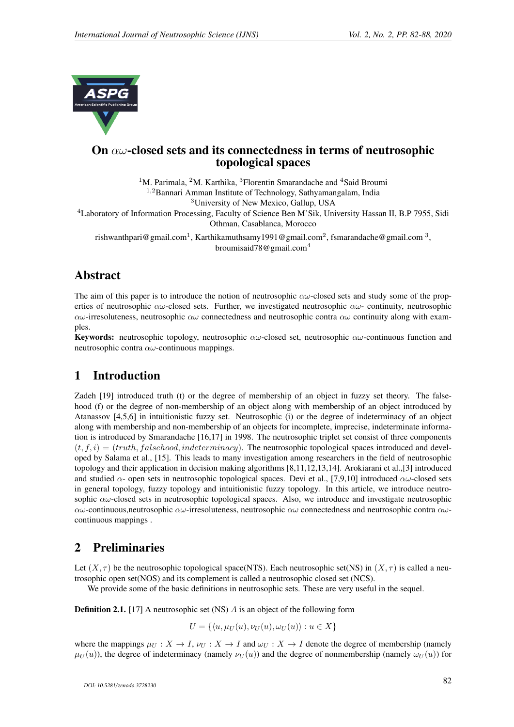# On $\alpha\omega$-closed sets and its connectedness in terms of neutrosophic topological spaces

[1]M. Parimala, [2]M. Karthika, [3]Florentin Smarandache and [4]Said Broumi

[1,2]Bannari Amman Institute of Technology, Sathyamangalam, India

[3]University of New Mexico, Gallup, USA

[4]Laboratory of Information Processing, Faculty of Science Ben M'Sik, University Hassan II, B.P 7955, Sidi Othman, Casablanca, Morocco

rishwanthpari@gmail.com[1], Karthikamuthsamy1991@gmail.com[2], fsmarandache@gmail.com [3], broumisaid78@gmail.com[4]

## Abstract

The aim of this paper is to introduce the notion of neutrosophic $\alpha\omega$-closed sets and study some of the properties of neutrosophic $\alpha\omega$-closed sets. Further, we investigated neutrosophic $\alpha\omega$- continuity, neutrosophic $\alpha\omega$-irresoluteness, neutrosophic $\alpha\omega$ connectedness and neutrosophic contra $\alpha\omega$ continuity along with examples.

**Keywords:** neutrosophic topology, neutrosophic $\alpha\omega$-closed set, neutrosophic $\alpha\omega$-continuous function and neutrosophic contra $\alpha\omega$-continuous mappings.

## 1 Introduction

Zadeh [19] introduced truth (t) or the degree of membership of an object in fuzzy set theory. The falsehood (f) or the degree of non-membership of an object along with membership of an object introduced by Atanassov [4,5,6] in intuitionistic fuzzy set. Neutrosophic (i) or the degree of indeterminacy of an object along with membership and non-membership of an objects for incomplete, imprecise, indeterminate information is introduced by Smarandache [16,17] in 1998. The neutrosophic triplet set consist of three components $(t, f, i) = (truth, falsehood, indeterminacy)$. The neutrosophic topological spaces introduced and developed by Salama et al., [15]. This leads to many investigation among researchers in the field of neutrosophic topology and their application in decision making algorithms [8,11,12,13,14]. Arokiarani et al.,[3] introduced and studied $\alpha$- open sets in neutrosophic topological spaces. Devi et al., [7,9,10] introduced $\alpha\omega$-closed sets in general topology, fuzzy topology and intuitionistic fuzzy topology. In this article, we introduce neutrosophic $\alpha\omega$-closed sets in neutrosophic topological spaces. Also, we introduce and investigate neutrosophic $\alpha\omega$-continuous,neutrosophic $\alpha\omega$-irresoluteness, neutrosophic $\alpha\omega$ connectedness and neutrosophic contra $\alpha\omega$-continuous mappings .

## 2 Preliminaries

Let $(X, \tau)$ be the neutrosophic topological space(NTS). Each neutrosophic set(NS) in $(X, \tau)$ is called a neutrosophic open set(NOS) and its complement is called a neutrosophic closed set (NCS).

We provide some of the basic definitions in neutrosophic sets. These are very useful in the sequel.

**Definition 2.1.** [17] A neutrosophic set (NS) $A$ is an object of the following form

$$U = \{\langle u, \mu_U(u), \nu_U(u), \omega_U(u)\rangle : u \in X\}$$

where the mappings $\mu_U : X \to I$, $\nu_U : X \to I$ and $\omega_U : X \to I$ denote the degree of membership (namely $\mu_U(u)$), the degree of indeterminacy (namely $\nu_U(u)$) and the degree of nonmembership (namely $\omega_U(u)$) for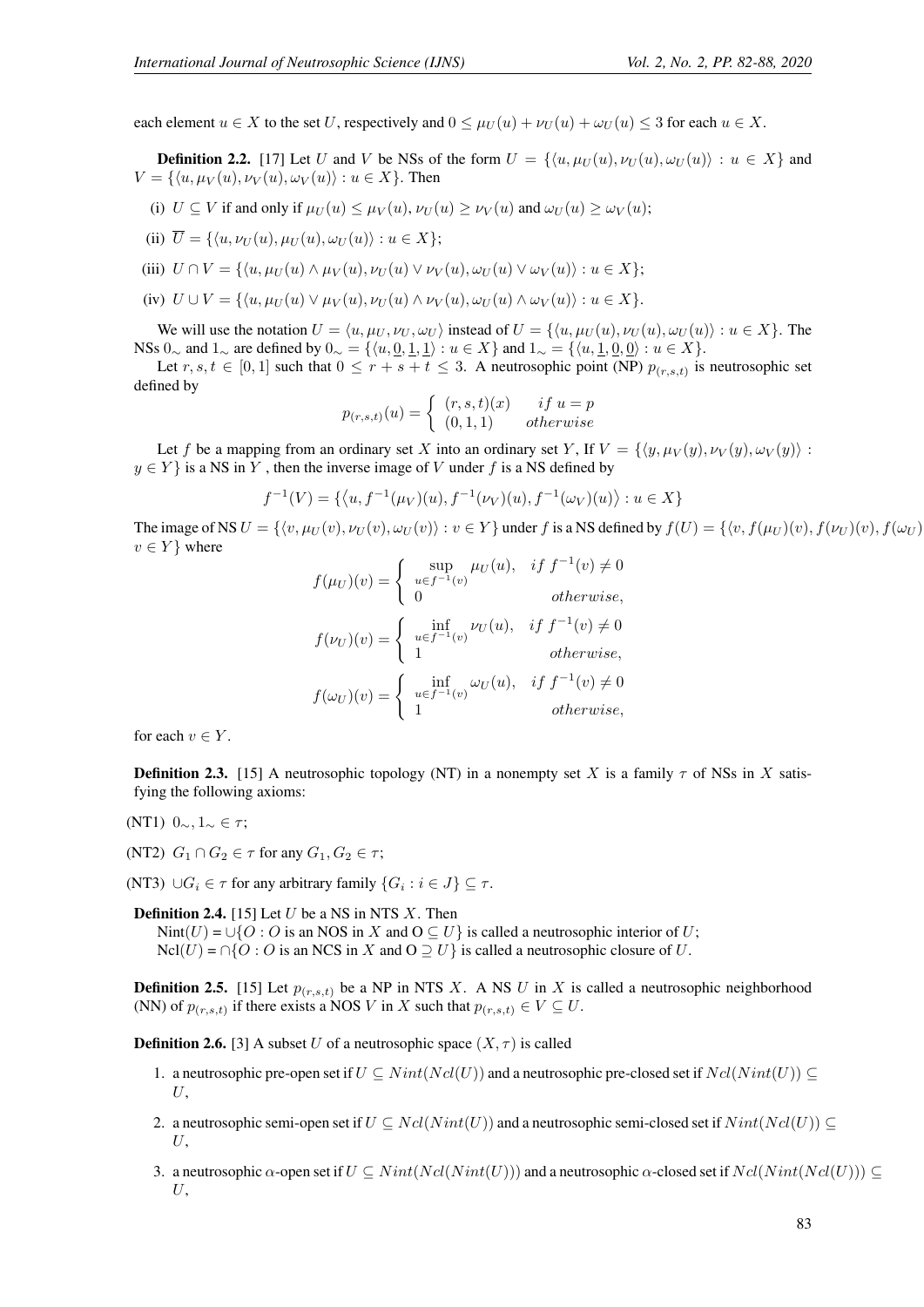each element $u \in X$ to the set $U$, respectively and $0 \leq \mu_U(u) + \nu_U(u) + \omega_U(u) \leq 3$ for each $u \in X$.

**Definition 2.2.** [17] Let $U$ and $V$ be NSs of the form $U = \{\langle u, \mu_U(u), \nu_U(u), \omega_U(u)\rangle : u \in X\}$ and $V = \{\langle u, \mu_V(u), \nu_V(u), \omega_V(u)\rangle : u \in X\}$. Then

(i) $U \subseteq V$ if and only if $\mu_U(u) \leq \mu_V(u)$, $\nu_U(u) \geq \nu_V(u)$ and $\omega_U(u) \geq \omega_V(u)$;

(ii) $\overline{U} = \{\langle u, \nu_U(u), \mu_U(u), \omega_U(u)\rangle : u \in X\}$;

(iii) $U \cap V = \{\langle u, \mu_U(u) \wedge \mu_V(u), \nu_U(u) \vee \nu_V(u), \omega_U(u) \vee \omega_V(u)\rangle : u \in X\}$;

(iv) $U \cup V = \{\langle u, \mu_U(u) \vee \mu_V(u), \nu_U(u) \wedge \nu_V(u), \omega_U(u) \wedge \omega_V(u)\rangle : u \in X\}$.

We will use the notation $U = \langle u, \mu_U, \nu_U, \omega_U\rangle$ instead of $U = \{\langle u, \mu_U(u), \nu_U(u), \omega_U(u)\rangle : u \in X\}$. The NSs $0_\sim$ and $1_\sim$ are defined by $0_\sim = \{\langle u, \underline{0}, \underline{1}, \underline{1}\rangle : u \in X\}$ and $1_\sim = \{\langle u, \underline{1}, \underline{0}, \underline{0}\rangle : u \in X\}$.

Let $r, s, t \in [0, 1]$ such that $0 \leq r + s + t \leq 3$. A neutrosophic point (NP) $p_{(r,s,t)}$ is neutrosophic set defined by

$$p_{(r,s,t)}(u) = \begin{cases} (r, s, t)(x) & if\ u = p \\ (0, 1, 1) & otherwise \end{cases}$$

Let $f$ be a mapping from an ordinary set $X$ into an ordinary set $Y$, If $V = \{\langle y, \mu_V(y), \nu_V(y), \omega_V(y)\rangle : y \in Y\}$ is a NS in $Y$ , then the inverse image of $V$ under $f$ is a NS defined by

$$f^{-1}(V) = \{\langle u, f^{-1}(\mu_V)(u), f^{-1}(\nu_V)(u), f^{-1}(\omega_V)(u)\rangle : u \in X\}$$

The image of NS $U = \{\langle v, \mu_U(v), \nu_U(v), \omega_U(v)\rangle : v \in Y\}$ under $f$ is a NS defined by $f(U) = \{\langle v, f(\mu_U)(v), f(\nu_U)(v), f(\omega_U)$ $v \in Y\}$ where

$$f(\mu_U)(v) = \begin{cases} \sup\limits_{u \in f^{-1}(v)} \mu_U(u), & if\ f^{-1}(v) \neq 0 \\ 0 & otherwise, \end{cases}$$

$$f(\nu_U)(v) = \begin{cases} \inf\limits_{u \in f^{-1}(v)} \nu_U(u), & if\ f^{-1}(v) \neq 0 \\ 1 & otherwise, \end{cases}$$

$$f(\omega_U)(v) = \begin{cases} \inf\limits_{u \in f^{-1}(v)} \omega_U(u), & if\ f^{-1}(v) \neq 0 \\ 1 & otherwise, \end{cases}$$

for each $v \in Y$.

**Definition 2.3.** [15] A neutrosophic topology (NT) in a nonempty set $X$ is a family $\tau$ of NSs in $X$ satisfying the following axioms:

(NT1) $0_\sim, 1_\sim \in \tau$;

(NT2) $G_1 \cap G_2 \in \tau$ for any $G_1, G_2 \in \tau$;

(NT3) $\cup G_i \in \tau$ for any arbitrary family $\{G_i : i \in J\} \subseteq \tau$.

**Definition 2.4.** [15] Let $U$ be a NS in NTS $X$. Then
Nint($U$) = $\cup\{O : O$ is an NOS in $X$ and $O \subseteq U\}$ is called a neutrosophic interior of $U$;
Ncl($U$) = $\cap\{O : O$ is an NCS in $X$ and $O \supseteq U\}$ is called a neutrosophic closure of $U$.

**Definition 2.5.** [15] Let $p_{(r,s,t)}$ be a NP in NTS $X$. A NS $U$ in $X$ is called a neutrosophic neighborhood (NN) of $p_{(r,s,t)}$ if there exists a NOS $V$ in $X$ such that $p_{(r,s,t)} \in V \subseteq U$.

**Definition 2.6.** [3] A subset $U$ of a neutrosophic space $(X, \tau)$ is called

1. a neutrosophic pre-open set if $U \subseteq Nint(Ncl(U))$ and a neutrosophic pre-closed set if $Ncl(Nint(U)) \subseteq U$,
2. a neutrosophic semi-open set if $U \subseteq Ncl(Nint(U))$ and a neutrosophic semi-closed set if $Nint(Ncl(U)) \subseteq U$,
3. a neutrosophic $\alpha$-open set if $U \subseteq Nint(Ncl(Nint(U)))$ and a neutrosophic $\alpha$-closed set if $Ncl(Nint(Ncl(U))) \subseteq U$,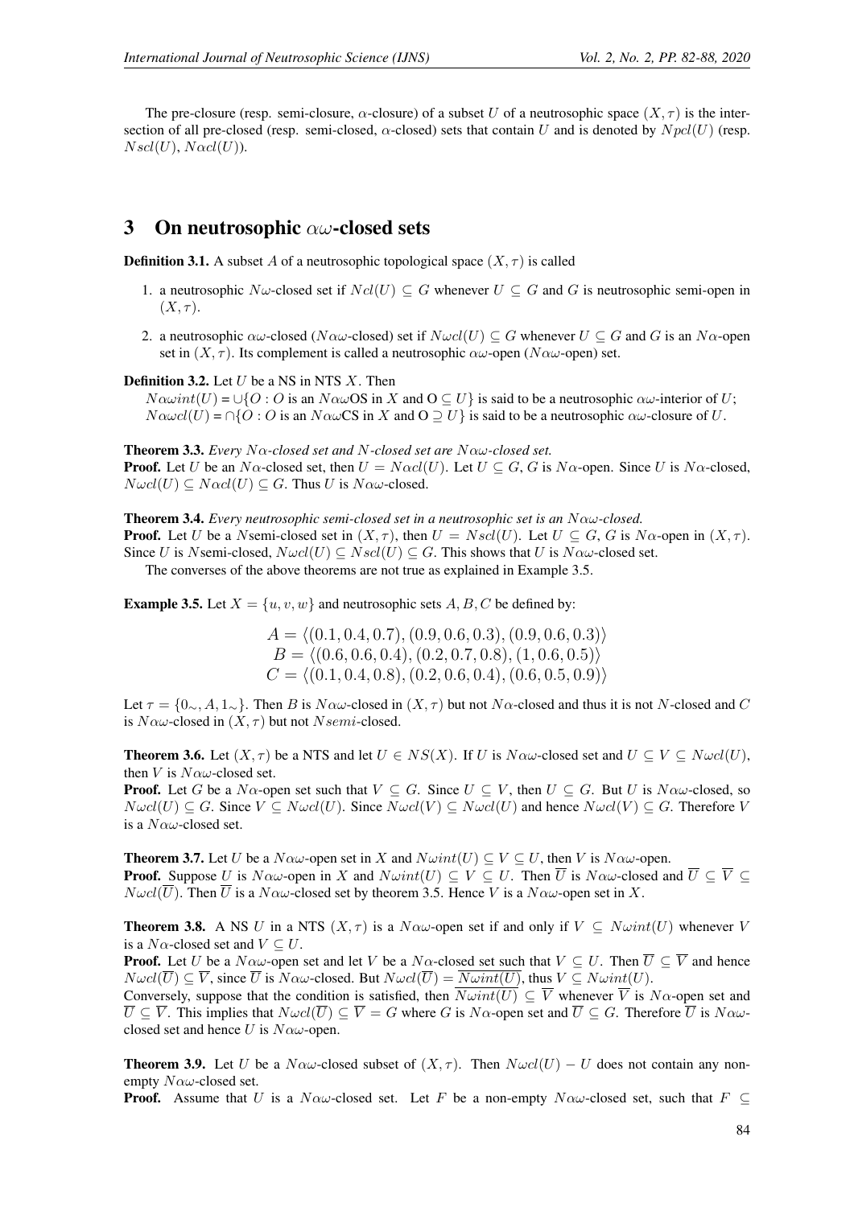The pre-closure (resp. semi-closure, $\alpha$-closure) of a subset $U$ of a neutrosophic space $(X, \tau)$ is the intersection of all pre-closed (resp. semi-closed, $\alpha$-closed) sets that contain $U$ and is denoted by $Npcl(U)$ (resp. $Nscl(U)$, $N\alpha cl(U)$).

## 3 On neutrosophic $\alpha\omega$-closed sets

**Definition 3.1.** A subset $A$ of a neutrosophic topological space $(X, \tau)$ is called

1. a neutrosophic $N\omega$-closed set if $Ncl(U) \subseteq G$ whenever $U \subseteq G$ and $G$ is neutrosophic semi-open in $(X, \tau)$.
2. a neutrosophic $\alpha\omega$-closed ($N\alpha\omega$-closed) set if $N\omega cl(U) \subseteq G$ whenever $U \subseteq G$ and $G$ is an $N\alpha$-open set in $(X, \tau)$. Its complement is called a neutrosophic $\alpha\omega$-open ($N\alpha\omega$-open) set.

**Definition 3.2.** Let $U$ be a NS in NTS $X$. Then
$N\alpha\omega int(U) = \cup\{O : O$ is an $N\alpha\omega$OS in $X$ and $O \subseteq U\}$ is said to be a neutrosophic $\alpha\omega$-interior of $U$;
$N\alpha\omega cl(U) = \cap\{O : O$ is an $N\alpha\omega$CS in $X$ and $O \supseteq U\}$ is said to be a neutrosophic $\alpha\omega$-closure of $U$.

**Theorem 3.3.** *Every $N\alpha$-closed set and $N$-closed set are $N\alpha\omega$-closed set.*
**Proof.** Let $U$ be an $N\alpha$-closed set, then $U = N\alpha cl(U)$. Let $U \subseteq G$, $G$ is $N\alpha$-open. Since $U$ is $N\alpha$-closed, $N\omega cl(U) \subseteq N\alpha cl(U) \subseteq G$. Thus $U$ is $N\alpha\omega$-closed.

**Theorem 3.4.** *Every neutrosophic semi-closed set in a neutrosophic set is an $N\alpha\omega$-closed.*
**Proof.** Let $U$ be a $N$semi-closed set in $(X, \tau)$, then $U = Nscl(U)$. Let $U \subseteq G$, $G$ is $N\alpha$-open in $(X, \tau)$. Since $U$ is $N$semi-closed, $N\omega cl(U) \subseteq Nscl(U) \subseteq G$. This shows that $U$ is $N\alpha\omega$-closed set.

The converses of the above theorems are not true as explained in Example 3.5.

**Example 3.5.** Let $X = \{u, v, w\}$ and neutrosophic sets $A, B, C$ be defined by:

$$A = \langle (0.1, 0.4, 0.7), (0.9, 0.6, 0.3), (0.9, 0.6, 0.3) \rangle$$
$$B = \langle (0.6, 0.6, 0.4), (0.2, 0.7, 0.8), (1, 0.6, 0.5) \rangle$$
$$C = \langle (0.1, 0.4, 0.8), (0.2, 0.6, 0.4), (0.6, 0.5, 0.9) \rangle$$

Let $\tau = \{0_\sim, A, 1_\sim\}$. Then $B$ is $N\alpha\omega$-closed in $(X, \tau)$ but not $N\alpha$-closed and thus it is not $N$-closed and $C$ is $N\alpha\omega$-closed in $(X, \tau)$ but not $Nsemi$-closed.

**Theorem 3.6.** Let $(X, \tau)$ be a NTS and let $U \in NS(X)$. If $U$ is $N\alpha\omega$-closed set and $U \subseteq V \subseteq N\omega cl(U)$, then $V$ is $N\alpha\omega$-closed set.
**Proof.** Let $G$ be a $N\alpha$-open set such that $V \subseteq G$. Since $U \subseteq V$, then $U \subseteq G$. But $U$ is $N\alpha\omega$-closed, so $N\omega cl(U) \subseteq G$. Since $V \subseteq N\omega cl(U)$. Since $N\omega cl(V) \subseteq N\omega cl(U)$ and hence $N\omega cl(V) \subseteq G$. Therefore $V$ is a $N\alpha\omega$-closed set.

**Theorem 3.7.** Let $U$ be a $N\alpha\omega$-open set in $X$ and $N\omega int(U) \subseteq V \subseteq U$, then $V$ is $N\alpha\omega$-open.
**Proof.** Suppose $U$ is $N\alpha\omega$-open in $X$ and $N\omega int(U) \subseteq V \subseteq U$. Then $\overline{U}$ is $N\alpha\omega$-closed and $\overline{U} \subseteq \overline{V} \subseteq N\omega cl(\overline{U})$. Then $\overline{U}$ is a $N\alpha\omega$-closed set by theorem 3.5. Hence $V$ is a $N\alpha\omega$-open set in $X$.

**Theorem 3.8.** A NS $U$ in a NTS $(X, \tau)$ is a $N\alpha\omega$-open set if and only if $V \subseteq N\omega int(U)$ whenever $V$ is a $N\alpha$-closed set and $V \subseteq U$.
**Proof.** Let $U$ be a $N\alpha\omega$-open set and let $V$ be a $N\alpha$-closed set such that $V \subseteq U$. Then $\overline{U} \subseteq \overline{V}$ and hence $N\omega cl(\overline{U}) \subseteq \overline{V}$, since $\overline{U}$ is $N\alpha\omega$-closed. But $N\omega cl(\overline{U}) = \overline{N\omega int(U)}$, thus $V \subseteq N\omega int(U)$.
Conversely, suppose that the condition is satisfied, then $\overline{N\omega int(U)} \subseteq \overline{V}$ whenever $\overline{V}$ is $N\alpha$-open set and $\overline{U} \subseteq \overline{V}$. This implies that $N\omega cl(\overline{U}) \subseteq \overline{V} = G$ where $G$ is $N\alpha$-open set and $\overline{U} \subseteq G$. Therefore $\overline{U}$ is $N\alpha\omega$-closed set and hence $U$ is $N\alpha\omega$-open.

**Theorem 3.9.** Let $U$ be a $N\alpha\omega$-closed subset of $(X, \tau)$. Then $N\omega cl(U) - U$ does not contain any non-empty $N\alpha\omega$-closed set.
**Proof.** Assume that $U$ is a $N\alpha\omega$-closed set. Let $F$ be a non-empty $N\alpha\omega$-closed set, such that $F \subseteq$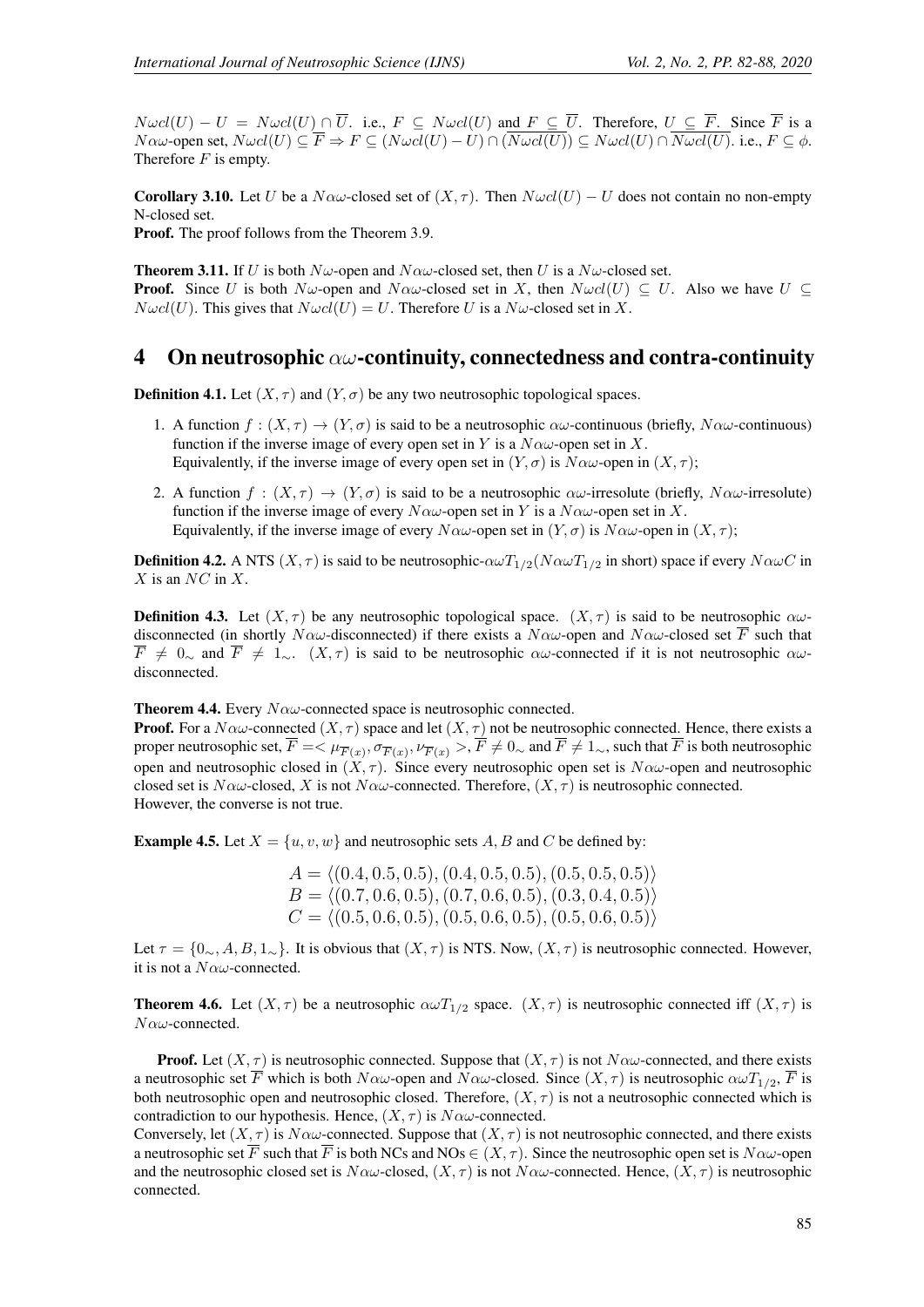$N\omega cl(U) - U = N\omega cl(U) \cap \overline{U}$. i.e., $F \subseteq N\omega cl(U)$ and $F \subseteq \overline{U}$. Therefore, $U \subseteq \overline{F}$. Since $\overline{F}$ is a $N\alpha\omega$-open set, $N\omega cl(U) \subseteq \overline{F} \Rightarrow F \subseteq (N\omega cl(U) - U) \cap (\overline{N\omega cl(U)}) \subseteq N\omega cl(U) \cap \overline{N\omega cl(U)}$. i.e., $F \subseteq \phi$. Therefore $F$ is empty.

**Corollary 3.10.** Let $U$ be a $N\alpha\omega$-closed set of $(X, \tau)$. Then $N\omega cl(U) - U$ does not contain no non-empty N-closed set.

**Proof.** The proof follows from the Theorem 3.9.

**Theorem 3.11.** If $U$ is both $N\omega$-open and $N\alpha\omega$-closed set, then $U$ is a $N\omega$-closed set.

**Proof.** Since $U$ is both $N\omega$-open and $N\alpha\omega$-closed set in $X$, then $N\omega cl(U) \subseteq U$. Also we have $U \subseteq N\omega cl(U)$. This gives that $N\omega cl(U) = U$. Therefore $U$ is a $N\omega$-closed set in $X$.

# 4 On neutrosophic $\alpha\omega$-continuity, connectedness and contra-continuity

**Definition 4.1.** Let $(X, \tau)$ and $(Y, \sigma)$ be any two neutrosophic topological spaces.

1. A function $f : (X, \tau) \to (Y, \sigma)$ is said to be a neutrosophic $\alpha\omega$-continuous (briefly, $N\alpha\omega$-continuous) function if the inverse image of every open set in $Y$ is a $N\alpha\omega$-open set in $X$.
   Equivalently, if the inverse image of every open set in $(Y, \sigma)$ is $N\alpha\omega$-open in $(X, \tau)$;

2. A function $f : (X, \tau) \to (Y, \sigma)$ is said to be a neutrosophic $\alpha\omega$-irresolute (briefly, $N\alpha\omega$-irresolute) function if the inverse image of every $N\alpha\omega$-open set in $Y$ is a $N\alpha\omega$-open set in $X$.
   Equivalently, if the inverse image of every $N\alpha\omega$-open set in $(Y, \sigma)$ is $N\alpha\omega$-open in $(X, \tau)$;

**Definition 4.2.** A NTS $(X, \tau)$ is said to be neutrosophic-$\alpha\omega T_{1/2}$($N\alpha\omega T_{1/2}$ in short) space if every $N\alpha\omega C$ in $X$ is an $NC$ in $X$.

**Definition 4.3.** Let $(X, \tau)$ be any neutrosophic topological space. $(X, \tau)$ is said to be neutrosophic $\alpha\omega$-disconnected (in shortly $N\alpha\omega$-disconnected) if there exists a $N\alpha\omega$-open and $N\alpha\omega$-closed set $\overline{F}$ such that $\overline{F} \neq 0_\sim$ and $\overline{F} \neq 1_\sim$. $(X, \tau)$ is said to be neutrosophic $\alpha\omega$-connected if it is not neutrosophic $\alpha\omega$-disconnected.

**Theorem 4.4.** Every $N\alpha\omega$-connected space is neutrosophic connected.

**Proof.** For a $N\alpha\omega$-connected $(X, \tau)$ space and let $(X, \tau)$ not be neutrosophic connected. Hence, there exists a proper neutrosophic set, $\overline{F} =< \mu_{\overline{F}(x)}, \sigma_{\overline{F}(x)}, \nu_{\overline{F}(x)} >$, $\overline{F} \neq 0_\sim$ and $\overline{F} \neq 1_\sim$, such that $\overline{F}$ is both neutrosophic open and neutrosophic closed in $(X, \tau)$. Since every neutrosophic open set is $N\alpha\omega$-open and neutrosophic closed set is $N\alpha\omega$-closed, $X$ is not $N\alpha\omega$-connected. Therefore, $(X, \tau)$ is neutrosophic connected. However, the converse is not true.

**Example 4.5.** Let $X = \{u, v, w\}$ and neutrosophic sets $A, B$ and $C$ be defined by:

$$A = \langle (0.4, 0.5, 0.5), (0.4, 0.5, 0.5), (0.5, 0.5, 0.5) \rangle$$
$$B = \langle (0.7, 0.6, 0.5), (0.7, 0.6, 0.5), (0.3, 0.4, 0.5) \rangle$$
$$C = \langle (0.5, 0.6, 0.5), (0.5, 0.6, 0.5), (0.5, 0.6, 0.5) \rangle$$

Let $\tau = \{0_\sim, A, B, 1_\sim\}$. It is obvious that $(X, \tau)$ is NTS. Now, $(X, \tau)$ is neutrosophic connected. However, it is not a $N\alpha\omega$-connected.

**Theorem 4.6.** Let $(X, \tau)$ be a neutrosophic $\alpha\omega T_{1/2}$ space. $(X, \tau)$ is neutrosophic connected iff $(X, \tau)$ is $N\alpha\omega$-connected.

**Proof.** Let $(X, \tau)$ is neutrosophic connected. Suppose that $(X, \tau)$ is not $N\alpha\omega$-connected, and there exists a neutrosophic set $\overline{F}$ which is both $N\alpha\omega$-open and $N\alpha\omega$-closed. Since $(X, \tau)$ is neutrosophic $\alpha\omega T_{1/2}$, $\overline{F}$ is both neutrosophic open and neutrosophic closed. Therefore, $(X, \tau)$ is not a neutrosophic connected which is contradiction to our hypothesis. Hence, $(X, \tau)$ is $N\alpha\omega$-connected.

Conversely, let $(X, \tau)$ is $N\alpha\omega$-connected. Suppose that $(X, \tau)$ is not neutrosophic connected, and there exists a neutrosophic set $\overline{F}$ such that $\overline{F}$ is both NCs and NOs $\in (X, \tau)$. Since the neutrosophic open set is $N\alpha\omega$-open and the neutrosophic closed set is $N\alpha\omega$-closed, $(X, \tau)$ is not $N\alpha\omega$-connected. Hence, $(X, \tau)$ is neutrosophic connected.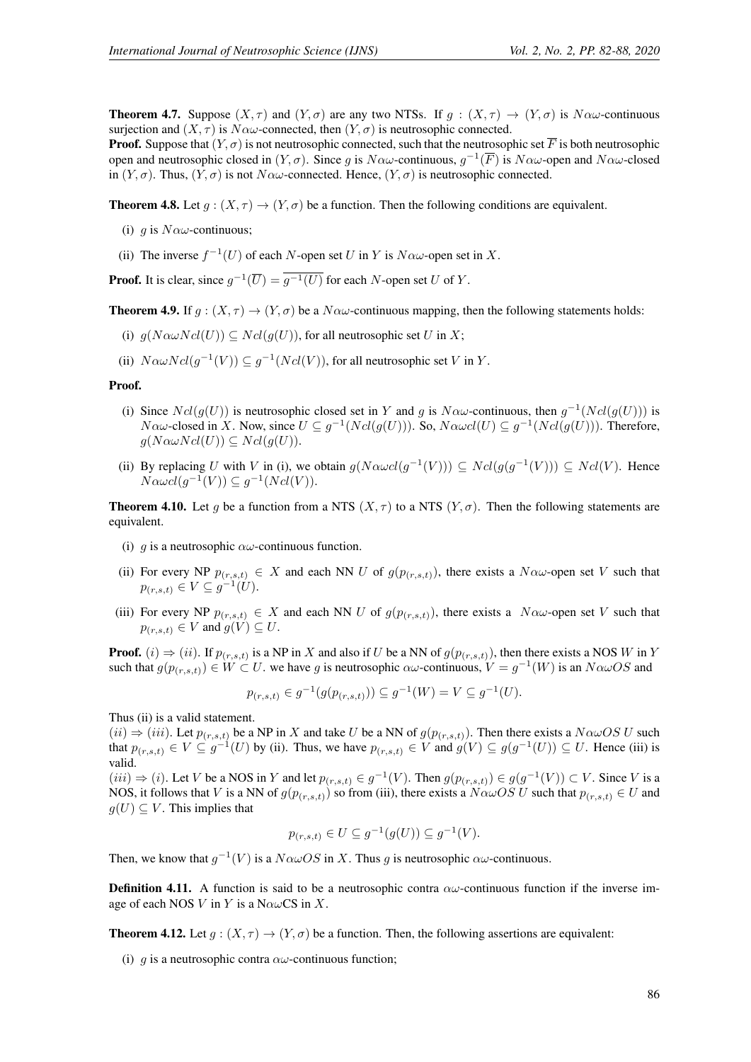**Theorem 4.7.** Suppose $(X, \tau)$ and $(Y, \sigma)$ are any two NTSs. If $g : (X, \tau) \to (Y, \sigma)$ is $N\alpha\omega$-continuous surjection and $(X, \tau)$ is $N\alpha\omega$-connected, then $(Y, \sigma)$ is neutrosophic connected.

**Proof.** Suppose that $(Y, \sigma)$ is not neutrosophic connected, such that the neutrosophic set $\overline{F}$ is both neutrosophic open and neutrosophic closed in $(Y, \sigma)$. Since $g$ is $N\alpha\omega$-continuous, $g^{-1}(\overline{F})$ is $N\alpha\omega$-open and $N\alpha\omega$-closed in $(Y, \sigma)$. Thus, $(Y, \sigma)$ is not $N\alpha\omega$-connected. Hence, $(Y, \sigma)$ is neutrosophic connected.

**Theorem 4.8.** Let $g : (X, \tau) \to (Y, \sigma)$ be a function. Then the following conditions are equivalent.

(i) $g$ is $N\alpha\omega$-continuous;

(ii) The inverse $f^{-1}(U)$ of each $N$-open set $U$ in $Y$ is $N\alpha\omega$-open set in $X$.

**Proof.** It is clear, since $g^{-1}(\overline{U}) = \overline{g^{-1}(U)}$ for each $N$-open set $U$ of $Y$.

**Theorem 4.9.** If $g : (X, \tau) \to (Y, \sigma)$ be a $N\alpha\omega$-continuous mapping, then the following statements holds:

(i) $g(N\alpha\omega Ncl(U)) \subseteq Ncl(g(U))$, for all neutrosophic set $U$ in $X$;

(ii) $N\alpha\omega Ncl(g^{-1}(V)) \subseteq g^{-1}(Ncl(V))$, for all neutrosophic set $V$ in $Y$.

**Proof.**

(i) Since $Ncl(g(U))$ is neutrosophic closed set in $Y$ and $g$ is $N\alpha\omega$-continuous, then $g^{-1}(Ncl(g(U)))$ is $N\alpha\omega$-closed in $X$. Now, since $U \subseteq g^{-1}(Ncl(g(U)))$. So, $N\alpha\omega cl(U) \subseteq g^{-1}(Ncl(g(U)))$. Therefore, $g(N\alpha\omega Ncl(U)) \subseteq Ncl(g(U))$.

(ii) By replacing $U$ with $V$ in (i), we obtain $g(N\alpha\omega cl(g^{-1}(V))) \subseteq Ncl(g(g^{-1}(V))) \subseteq Ncl(V)$. Hence $N\alpha\omega cl(g^{-1}(V)) \subseteq g^{-1}(Ncl(V))$.

**Theorem 4.10.** Let $g$ be a function from a NTS $(X, \tau)$ to a NTS $(Y, \sigma)$. Then the following statements are equivalent.

(i) $g$ is a neutrosophic $\alpha\omega$-continuous function.

(ii) For every NP $p_{(r,s,t)} \in X$ and each NN $U$ of $g(p_{(r,s,t)})$, there exists a $N\alpha\omega$-open set $V$ such that $p_{(r,s,t)} \in V \subseteq g^{-1}(U)$.

(iii) For every NP $p_{(r,s,t)} \in X$ and each NN $U$ of $g(p_{(r,s,t)})$, there exists a $N\alpha\omega$-open set $V$ such that $p_{(r,s,t)} \in V$ and $g(V) \subseteq U$.

**Proof.** $(i) \Rightarrow (ii)$. If $p_{(r,s,t)}$ is a NP in $X$ and also if $U$ be a NN of $g(p_{(r,s,t)})$, then there exists a NOS $W$ in $Y$ such that $g(p_{(r,s,t)}) \in W \subset U$. we have $g$ is neutrosophic $\alpha\omega$-continuous, $V = g^{-1}(W)$ is an $N\alpha\omega OS$ and

$$p_{(r,s,t)} \in g^{-1}(g(p_{(r,s,t)})) \subseteq g^{-1}(W) = V \subseteq g^{-1}(U).$$

Thus (ii) is a valid statement.

$(ii) \Rightarrow (iii)$. Let $p_{(r,s,t)}$ be a NP in $X$ and take $U$ be a NN of $g(p_{(r,s,t)})$. Then there exists a $N\alpha\omega OS$ $U$ such that $p_{(r,s,t)} \in V \subseteq g^{-1}(U)$ by (ii). Thus, we have $p_{(r,s,t)} \in V$ and $g(V) \subseteq g(g^{-1}(U)) \subseteq U$. Hence (iii) is valid.

$(iii) \Rightarrow (i)$. Let $V$ be a NOS in $Y$ and let $p_{(r,s,t)} \in g^{-1}(V)$. Then $g(p_{(r,s,t)}) \in g(g^{-1}(V)) \subset V$. Since $V$ is a NOS, it follows that $V$ is a NN of $g(p_{(r,s,t)})$ so from (iii), there exists a $N\alpha\omega OS$ $U$ such that $p_{(r,s,t)} \in U$ and $g(U) \subseteq V$. This implies that

$$p_{(r,s,t)} \in U \subseteq g^{-1}(g(U)) \subseteq g^{-1}(V).$$

Then, we know that $g^{-1}(V)$ is a $N\alpha\omega OS$ in $X$. Thus $g$ is neutrosophic $\alpha\omega$-continuous.

**Definition 4.11.** A function is said to be a neutrosophic contra $\alpha\omega$-continuous function if the inverse image of each NOS $V$ in $Y$ is a N$\alpha\omega$CS in $X$.

**Theorem 4.12.** Let $g : (X, \tau) \to (Y, \sigma)$ be a function. Then, the following assertions are equivalent:

(i) $g$ is a neutrosophic contra $\alpha\omega$-continuous function;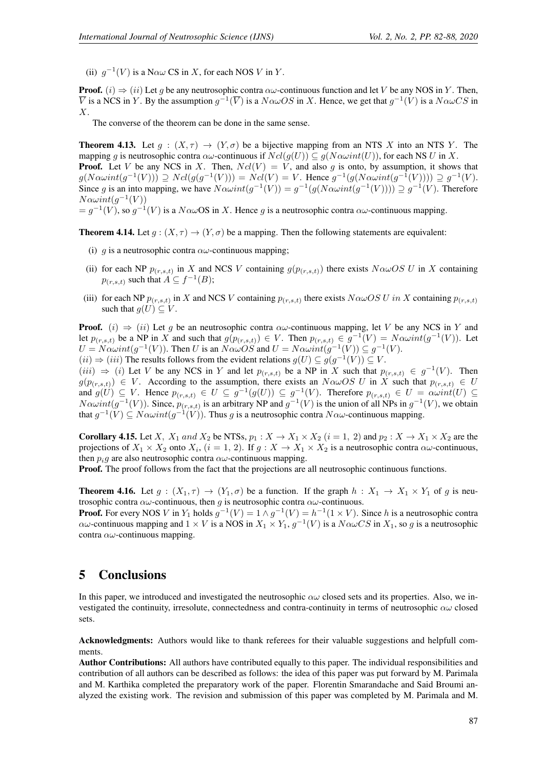(ii) $g^{-1}(V)$ is a N$\alpha\omega$ CS in $X$, for each NOS $V$ in $Y$.

**Proof.** $(i) \Rightarrow (ii)$ Let $g$ be any neutrosophic contra $\alpha\omega$-continuous function and let $V$ be any NOS in $Y$. Then, $\overline{V}$ is a NCS in $Y$. By the assumption $g^{-1}(\overline{V})$ is a $N\alpha\omega OS$ in $X$. Hence, we get that $g^{-1}(V)$ is a $N\alpha\omega CS$ in $X$.

The converse of the theorem can be done in the same sense.

**Theorem 4.13.** Let $g : (X, \tau) \rightarrow (Y, \sigma)$ be a bijective mapping from an NTS $X$ into an NTS $Y$. The mapping $g$ is neutrosophic contra $\alpha\omega$-continuous if $Ncl(g(U)) \subseteq g(N\alpha\omega int(U))$, for each NS $U$ in $X$.

**Proof.** Let $V$ be any NCS in $X$. Then, $Ncl(V) = V$, and also $g$ is onto, by assumption, it shows that $g(N\alpha\omega int(g^{-1}(V))) \supseteq Ncl(g(g^{-1}(V))) = Ncl(V) = V$. Hence $g^{-1}(g(N\alpha\omega int(g^{-1}(V)))) \supseteq g^{-1}(V)$. Since $g$ is an into mapping, we have $N\alpha\omega int(g^{-1}(V)) = g^{-1}(g(N\alpha\omega int(g^{-1}(V)))) \supseteq g^{-1}(V)$. Therefore $N\alpha\omega int(g^{-1}(V))$
$= g^{-1}(V)$, so $g^{-1}(V)$ is a $N\alpha\omega$OS in $X$. Hence $g$ is a neutrosophic contra $\alpha\omega$-continuous mapping.

**Theorem 4.14.** Let $g : (X, \tau) \rightarrow (Y, \sigma)$ be a mapping. Then the following statements are equivalent:

(i) $g$ is a neutrosophic contra $\alpha\omega$-continuous mapping;

(ii) for each NP $p_{(r,s,t)}$ in $X$ and NCS $V$ containing $g(p_{(r,s,t)})$ there exists $N\alpha\omega OS$ $U$ in $X$ containing $p_{(r,s,t)}$ such that $A \subseteq f^{-1}(B)$;

(iii) for each NP $p_{(r,s,t)}$ in $X$ and NCS $V$ containing $p_{(r,s,t)}$ there exists $N\alpha\omega OS\ U\ in\ X$ containing $p_{(r,s,t)}$ such that $g(U) \subseteq V$.

**Proof.** $(i) \Rightarrow (ii)$ Let $g$ be an neutrosophic contra $\alpha\omega$-continuous mapping, let $V$ be any NCS in $Y$ and let $p_{(r,s,t)}$ be a NP in $X$ and such that $g(p_{(r,s,t)}) \in V$. Then $p_{(r,s,t)} \in g^{-1}(V) = N\alpha\omega int(g^{-1}(V))$. Let $U = N\alpha\omega int(g^{-1}(V))$. Then $U$ is an $N\alpha\omega OS$ and $U = N\alpha\omega int(g^{-1}(V)) \subseteq g^{-1}(V)$.
$(ii) \Rightarrow (iii)$ The results follows from the evident relations $g(U) \subseteq g(g^{-1}(V)) \subseteq V$.
$(iii) \Rightarrow (i)$ Let $V$ be any NCS in $Y$ and let $p_{(r,s,t)}$ be a NP in $X$ such that $p_{(r,s,t)} \in g^{-1}(V)$. Then $g(p_{(r,s,t)}) \in V$. According to the assumption, there exists an $N\alpha\omega OS$ $U$ in $X$ such that $p_{(r,s,t)} \in U$ and $g(U) \subseteq V$. Hence $p_{(r,s,t)} \in U \subseteq g^{-1}(g(U)) \subseteq g^{-1}(V)$. Therefore $p_{(r,s,t)} \in U = \alpha\omega int(U) \subseteq N\alpha\omega int(g^{-1}(V))$. Since, $p_{(r,s,t)}$ is an arbitrary NP and $g^{-1}(V)$ is the union of all NPs in $g^{-1}(V)$, we obtain that $g^{-1}(V) \subseteq N\alpha\omega int(g^{-1}(V))$. Thus $g$ is a neutrosophic contra $N\alpha\omega$-continuous mapping.

**Corollary 4.15.** Let $X,\ X_1\ and\ X_2$ be NTSs, $p_1 : X \rightarrow X_1 \times X_2$ $(i = 1,\ 2)$ and $p_2 : X \rightarrow X_1 \times X_2$ are the projections of $X_1 \times X_2$ onto $X_i$, $(i = 1,\ 2)$. If $g : X \rightarrow X_1 \times X_2$ is a neutrosophic contra $\alpha\omega$-continuous, then $p_i g$ are also neutrosophic contra $\alpha\omega$-continuous mapping.

**Proof.** The proof follows from the fact that the projections are all neutrosophic continuous functions.

**Theorem 4.16.** Let $g : (X_1, \tau) \rightarrow (Y_1, \sigma)$ be a function. If the graph $h : X_1 \rightarrow X_1 \times Y_1$ of $g$ is neutrosophic contra $\alpha\omega$-continuous, then $g$ is neutrosophic contra $\alpha\omega$-continuous.

**Proof.** For every NOS $V$ in $Y_1$ holds $g^{-1}(V) = 1 \wedge g^{-1}(V) = h^{-1}(1 \times V)$. Since $h$ is a neutrosophic contra $\alpha\omega$-continuous mapping and $1 \times V$ is a NOS in $X_1 \times Y_1$, $g^{-1}(V)$ is a $N\alpha\omega CS$ in $X_1$, so $g$ is a neutrosophic contra $\alpha\omega$-continuous mapping.

# 5 Conclusions

In this paper, we introduced and investigated the neutrosophic $\alpha\omega$ closed sets and its properties. Also, we investigated the continuity, irresolute, connectedness and contra-continuity in terms of neutrosophic $\alpha\omega$ closed sets.

**Acknowledgments:** Authors would like to thank referees for their valuable suggestions and helpfull comments.

**Author Contributions:** All authors have contributed equally to this paper. The individual responsibilities and contribution of all authors can be described as follows: the idea of this paper was put forward by M. Parimala and M. Karthika completed the preparatory work of the paper. Florentin Smarandache and Said Broumi analyzed the existing work. The revision and submission of this paper was completed by M. Parimala and M.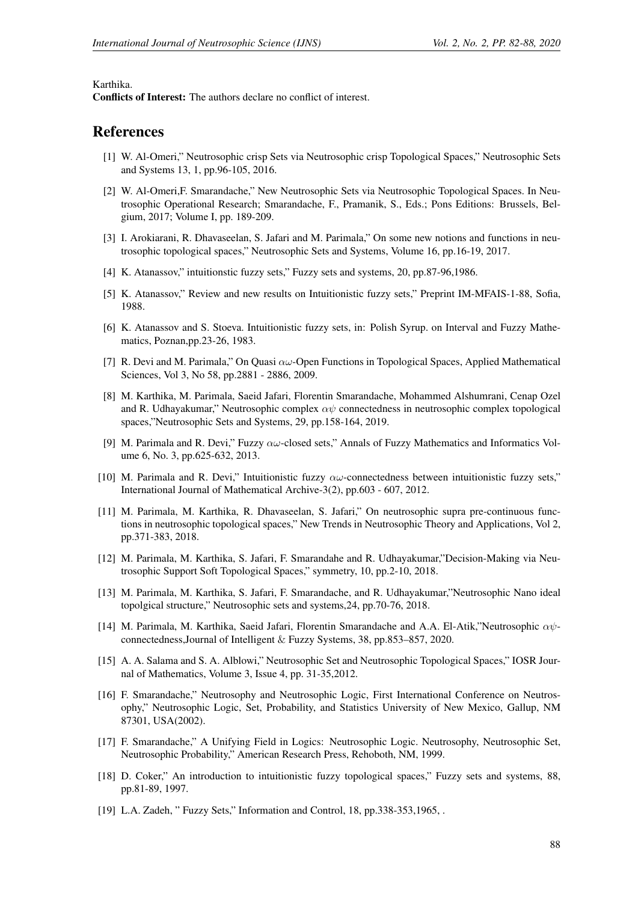Karthika.

**Conflicts of Interest:** The authors declare no conflict of interest.

## References

[1] W. Al-Omeri," Neutrosophic crisp Sets via Neutrosophic crisp Topological Spaces," Neutrosophic Sets and Systems 13, 1, pp.96-105, 2016.

[2] W. Al-Omeri,F. Smarandache," New Neutrosophic Sets via Neutrosophic Topological Spaces. In Neutrosophic Operational Research; Smarandache, F., Pramanik, S., Eds.; Pons Editions: Brussels, Belgium, 2017; Volume I, pp. 189-209.

[3] I. Arokiarani, R. Dhavaseelan, S. Jafari and M. Parimala," On some new notions and functions in neutrosophic topological spaces," Neutrosophic Sets and Systems, Volume 16, pp.16-19, 2017.

[4] K. Atanassov," intuitionstic fuzzy sets," Fuzzy sets and systems, 20, pp.87-96,1986.

[5] K. Atanassov," Review and new results on Intuitionistic fuzzy sets," Preprint IM-MFAIS-1-88, Sofia, 1988.

[6] K. Atanassov and S. Stoeva. Intuitionistic fuzzy sets, in: Polish Syrup. on Interval and Fuzzy Mathematics, Poznan,pp.23-26, 1983.

[7] R. Devi and M. Parimala," On Quasi $\alpha\omega$-Open Functions in Topological Spaces, Applied Mathematical Sciences, Vol 3, No 58, pp.2881 - 2886, 2009.

[8] M. Karthika, M. Parimala, Saeid Jafari, Florentin Smarandache, Mohammed Alshumrani, Cenap Ozel and R. Udhayakumar," Neutrosophic complex $\alpha\psi$ connectedness in neutrosophic complex topological spaces,"Neutrosophic Sets and Systems, 29, pp.158-164, 2019.

[9] M. Parimala and R. Devi," Fuzzy $\alpha\omega$-closed sets," Annals of Fuzzy Mathematics and Informatics Volume 6, No. 3, pp.625-632, 2013.

[10] M. Parimala and R. Devi," Intuitionistic fuzzy $\alpha\omega$-connectedness between intuitionistic fuzzy sets," International Journal of Mathematical Archive-3(2), pp.603 - 607, 2012.

[11] M. Parimala, M. Karthika, R. Dhavaseelan, S. Jafari," On neutrosophic supra pre-continuous functions in neutrosophic topological spaces," New Trends in Neutrosophic Theory and Applications, Vol 2, pp.371-383, 2018.

[12] M. Parimala, M. Karthika, S. Jafari, F. Smarandahe and R. Udhayakumar,"Decision-Making via Neutrosophic Support Soft Topological Spaces," symmetry, 10, pp.2-10, 2018.

[13] M. Parimala, M. Karthika, S. Jafari, F. Smarandache, and R. Udhayakumar,"Neutrosophic Nano ideal topolgical structure," Neutrosophic sets and systems,24, pp.70-76, 2018.

[14] M. Parimala, M. Karthika, Saeid Jafari, Florentin Smarandache and A.A. El-Atik,"Neutrosophic $\alpha\psi$-connectedness,Journal of Intelligent & Fuzzy Systems, 38, pp.853–857, 2020.

[15] A. A. Salama and S. A. Alblowi," Neutrosophic Set and Neutrosophic Topological Spaces," IOSR Journal of Mathematics, Volume 3, Issue 4, pp. 31-35,2012.

[16] F. Smarandache," Neutrosophy and Neutrosophic Logic, First International Conference on Neutrosophy," Neutrosophic Logic, Set, Probability, and Statistics University of New Mexico, Gallup, NM 87301, USA(2002).

[17] F. Smarandache," A Unifying Field in Logics: Neutrosophic Logic. Neutrosophy, Neutrosophic Set, Neutrosophic Probability," American Research Press, Rehoboth, NM, 1999.

[18] D. Coker," An introduction to intuitionistic fuzzy topological spaces," Fuzzy sets and systems, 88, pp.81-89, 1997.

[19] L.A. Zadeh, " Fuzzy Sets," Information and Control, 18, pp.338-353,1965, .